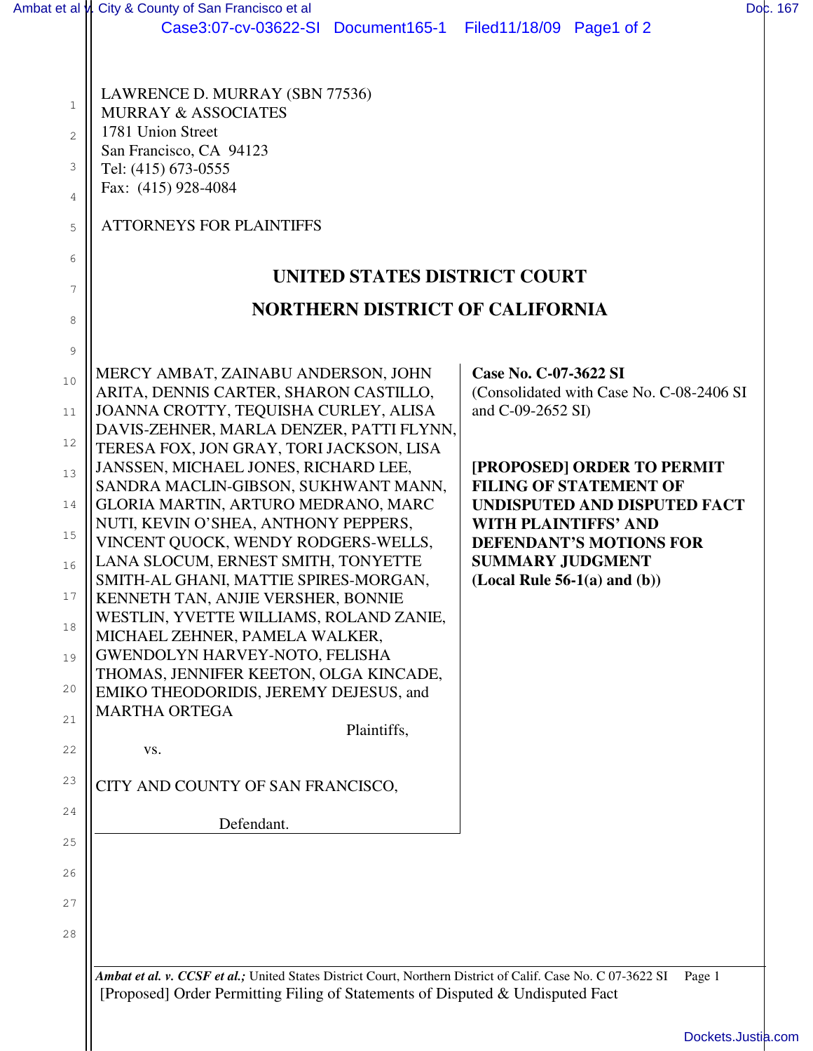LAWRENCE D. MURRAY (SBN 77536)
MURRAY & ASSOCIATES
1781 Union Street
San Francisco, CA 94123
Tel: (415) 673-0555
Fax: (415) 928-4084

ATTORNEYS FOR PLAINTIFFS

## UNITED STATES DISTRICT COURT

## NORTHERN DISTRICT OF CALIFORNIA

MERCY AMBAT, ZAINABU ANDERSON, JOHN ARITA, DENNIS CARTER, SHARON CASTILLO, JOANNA CROTTY, TEQUISHA CURLEY, ALISA DAVIS-ZEHNER, MARLA DENZER, PATTI FLYNN, TERESA FOX, JON GRAY, TORI JACKSON, LISA JANSSEN, MICHAEL JONES, RICHARD LEE, SANDRA MACLIN-GIBSON, SUKHWANT MANN, GLORIA MARTIN, ARTURO MEDRANO, MARC NUTI, KEVIN O'SHEA, ANTHONY PEPPERS, VINCENT QUOCK, WENDY RODGERS-WELLS, LANA SLOCUM, ERNEST SMITH, TONYETTE SMITH-AL GHANI, MATTIE SPIRES-MORGAN, KENNETH TAN, ANJIE VERSHER, BONNIE WESTLIN, YVETTE WILLIAMS, ROLAND ZANIE, MICHAEL ZEHNER, PAMELA WALKER, GWENDOLYN HARVEY-NOTO, FELISHA THOMAS, JENNIFER KEETON, OLGA KINCADE, EMIKO THEODORIDIS, JEREMY DEJESUS, and MARTHA ORTEGA

Plaintiffs,

vs.

CITY AND COUNTY OF SAN FRANCISCO,

Defendant.

**Case No. C-07-3622 SI**
(Consolidated with Case No. C-08-2406 SI and C-09-2652 SI)

**[PROPOSED] ORDER TO PERMIT FILING OF STATEMENT OF UNDISPUTED AND DISPUTED FACT WITH PLAINTIFFS' AND DEFENDANT'S MOTIONS FOR SUMMARY JUDGMENT (Local Rule 56-1(a) and (b))**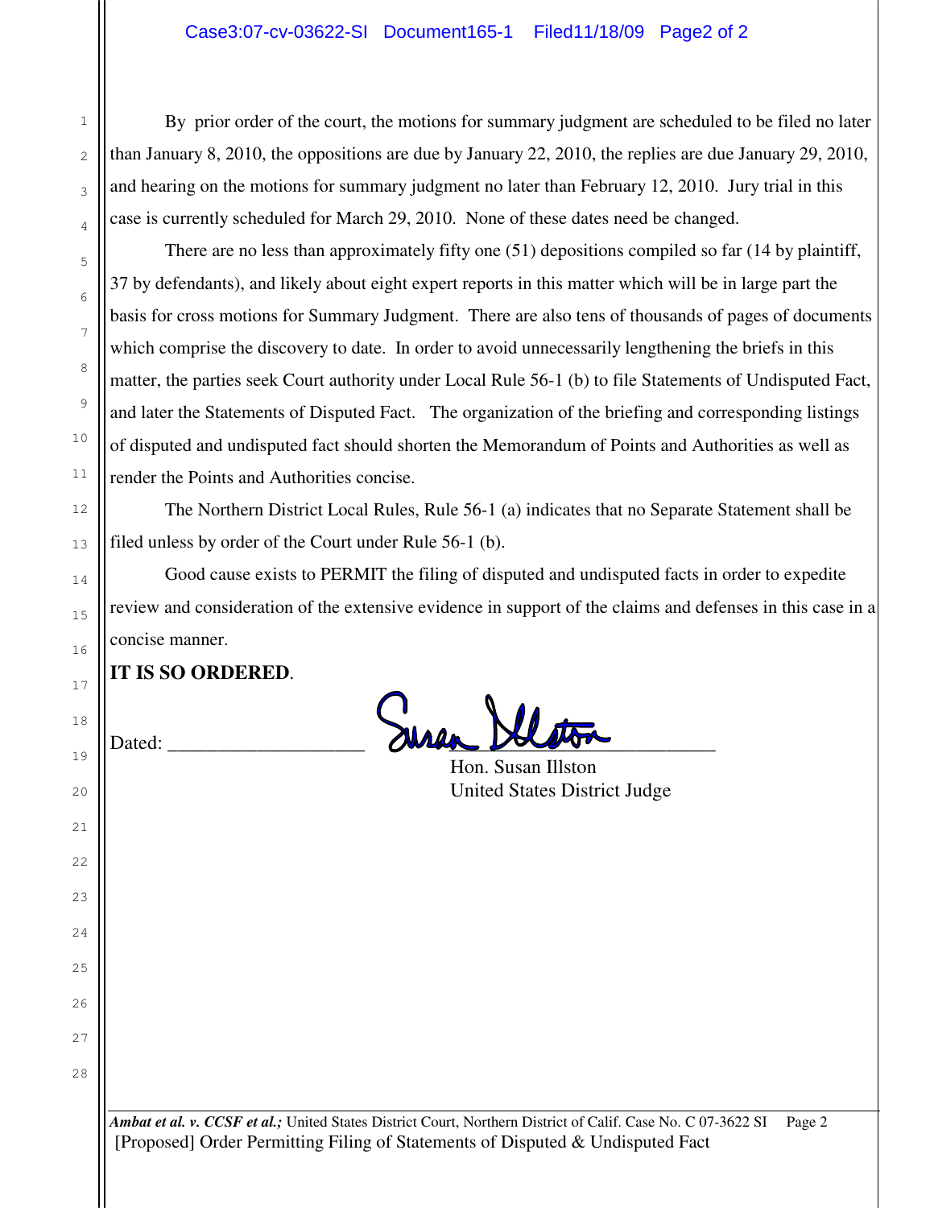By prior order of the court, the motions for summary judgment are scheduled to be filed no later than January 8, 2010, the oppositions are due by January 22, 2010, the replies are due January 29, 2010, and hearing on the motions for summary judgment no later than February 12, 2010. Jury trial in this case is currently scheduled for March 29, 2010. None of these dates need be changed.

There are no less than approximately fifty one (51) depositions compiled so far (14 by plaintiff, 37 by defendants), and likely about eight expert reports in this matter which will be in large part the basis for cross motions for Summary Judgment. There are also tens of thousands of pages of documents which comprise the discovery to date. In order to avoid unnecessarily lengthening the briefs in this matter, the parties seek Court authority under Local Rule 56-1 (b) to file Statements of Undisputed Fact, and later the Statements of Disputed Fact. The organization of the briefing and corresponding listings of disputed and undisputed fact should shorten the Memorandum of Points and Authorities as well as render the Points and Authorities concise.

The Northern District Local Rules, Rule 56-1 (a) indicates that no Separate Statement shall be filed unless by order of the Court under Rule 56-1 (b).

Good cause exists to PERMIT the filing of disputed and undisputed facts in order to expedite review and consideration of the extensive evidence in support of the claims and defenses in this case in a concise manner.

**IT IS SO ORDERED**.

Dated: ____________________ ________________________

Hon. Susan Illston
United States District Judge

***Ambat et al. v. CCSF et al.;*** United States District Court, Northern District of Calif. Case No. C 07-3622 SI

[Proposed] Order Permitting Filing of Statements of Disputed & Undisputed Fact